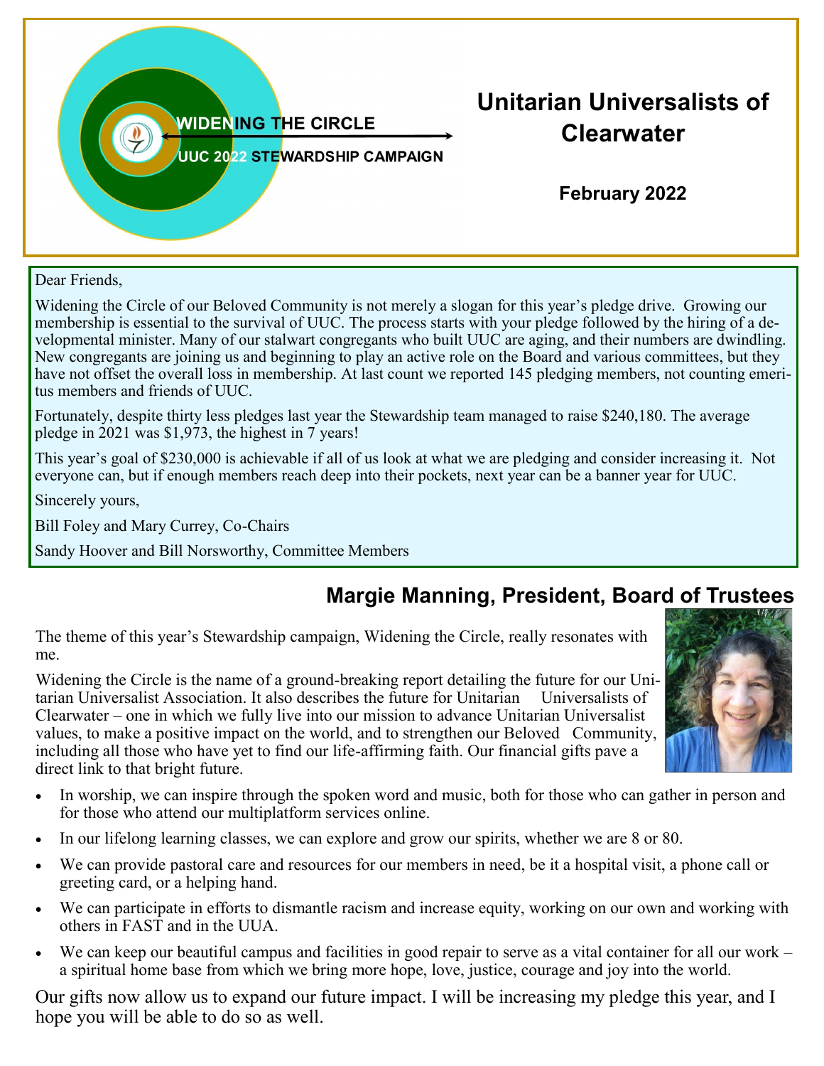WIDENING THE CIRCLE

UUC 2022 STEWARDSHIP CAMPAIGN

# Unitarian Universalists of Clearwater

**February 2022**

Dear Friends,

Widening the Circle of our Beloved Community is not merely a slogan for this year's pledge drive. Growing our membership is essential to the survival of UUC. The process starts with your pledge followed by the hiring of a developmental minister. Many of our stalwart congregants who built UUC are aging, and their numbers are dwindling. New congregants are joining us and beginning to play an active role on the Board and various committees, but they have not offset the overall loss in membership. At last count we reported 145 pledging members, not counting emeritus members and friends of UUC.

Fortunately, despite thirty less pledges last year the Stewardship team managed to raise $240,180. The average pledge in 2021 was $1,973, the highest in 7 years!

This year's goal of $230,000 is achievable if all of us look at what we are pledging and consider increasing it. Not everyone can, but if enough members reach deep into their pockets, next year can be a banner year for UUC.

Sincerely yours,

Bill Foley and Mary Currey, Co-Chairs

Sandy Hoover and Bill Norsworthy, Committee Members

## Margie Manning, President, Board of Trustees

The theme of this year's Stewardship campaign, Widening the Circle, really resonates with me.

Widening the Circle is the name of a ground-breaking report detailing the future for our Unitarian Universalist Association. It also describes the future for Unitarian Universalists of Clearwater – one in which we fully live into our mission to advance Unitarian Universalist values, to make a positive impact on the world, and to strengthen our Beloved Community, including all those who have yet to find our life-affirming faith. Our financial gifts pave a direct link to that bright future.

- In worship, we can inspire through the spoken word and music, both for those who can gather in person and for those who attend our multiplatform services online.
- In our lifelong learning classes, we can explore and grow our spirits, whether we are 8 or 80.
- We can provide pastoral care and resources for our members in need, be it a hospital visit, a phone call or greeting card, or a helping hand.
- We can participate in efforts to dismantle racism and increase equity, working on our own and working with others in FAST and in the UUA.
- We can keep our beautiful campus and facilities in good repair to serve as a vital container for all our work – a spiritual home base from which we bring more hope, love, justice, courage and joy into the world.

Our gifts now allow us to expand our future impact. I will be increasing my pledge this year, and I hope you will be able to do so as well.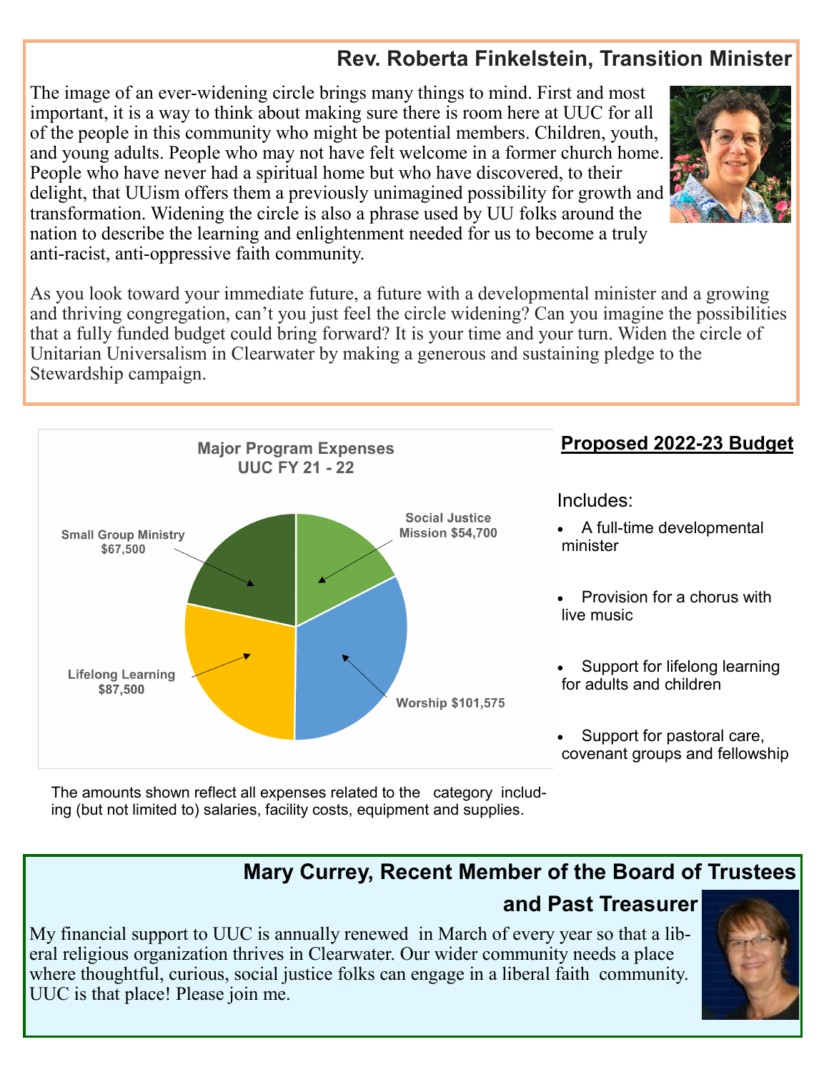## Rev. Roberta Finkelstein, Transition Minister

The image of an ever-widening circle brings many things to mind. First and most important, it is a way to think about making sure there is room here at UUC for all of the people in this community who might be potential members. Children, youth, and young adults. People who may not have felt welcome in a former church home. People who have never had a spiritual home but who have discovered, to their delight, that UUism offers them a previously unimagined possibility for growth and transformation. Widening the circle is also a phrase used by UU folks around the nation to describe the learning and enlightenment needed for us to become a truly anti-racist, anti-oppressive faith community.

As you look toward your immediate future, a future with a developmental minister and a growing and thriving congregation, can't you just feel the circle widening? Can you imagine the possibilities that a fully funded budget could bring forward? It is your time and your turn. Widen the circle of Unitarian Universalism in Clearwater by making a generous and sustaining pledge to the Stewardship campaign.

Major Program Expenses
UUC FY 21 - 22

Social Justice Mission $54,700
Worship $101,575
Lifelong Learning $87,500
Small Group Ministry $67,500

The amounts shown reflect all expenses related to the category including (but not limited to) salaries, facility costs, equipment and supplies.

**Proposed 2022-23 Budget**

Includes:

- A full-time developmental minister
- Provision for a chorus with live music
- Support for lifelong learning for adults and children
- Support for pastoral care, covenant groups and fellowship

## Mary Currey, Recent Member of the Board of Trustees and Past Treasurer

My financial support to UUC is annually renewed in March of every year so that a liberal religious organization thrives in Clearwater. Our wider community needs a place where thoughtful, curious, social justice folks can engage in a liberal faith community. UUC is that place! Please join me.